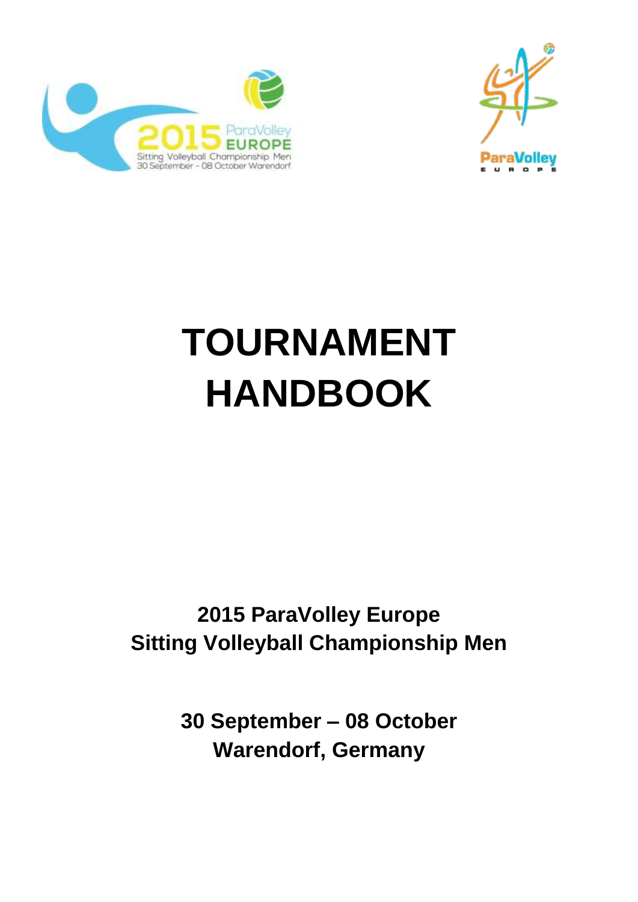# TOURNAMENT HANDBOOK

**2015 ParaVolley Europe**
**Sitting Volleyball Championship Men**

**30 September – 08 October**
**Warendorf, Germany**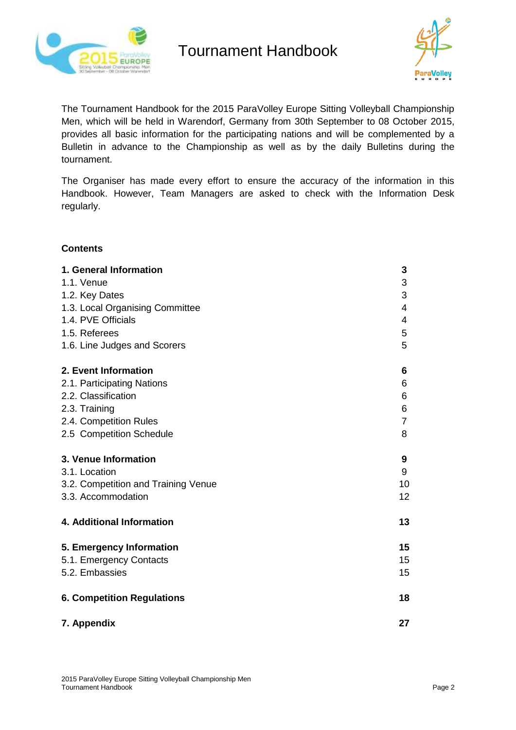# Tournament Handbook

The Tournament Handbook for the 2015 ParaVolley Europe Sitting Volleyball Championship Men, which will be held in Warendorf, Germany from 30th September to 08 October 2015, provides all basic information for the participating nations and will be complemented by a Bulletin in advance to the Championship as well as by the daily Bulletins during the tournament.

The Organiser has made every effort to ensure the accuracy of the information in this Handbook. However, Team Managers are asked to check with the Information Desk regularly.

**Contents**

| | |
|---|---|
| **1. General Information** | **3** |
| 1.1. Venue | 3 |
| 1.2. Key Dates | 3 |
| 1.3. Local Organising Committee | 4 |
| 1.4. PVE Officials | 4 |
| 1.5. Referees | 5 |
| 1.6. Line Judges and Scorers | 5 |
| **2. Event Information** | **6** |
| 2.1. Participating Nations | 6 |
| 2.2. Classification | 6 |
| 2.3. Training | 6 |
| 2.4. Competition Rules | 7 |
| 2.5 Competition Schedule | 8 |
| **3. Venue Information** | **9** |
| 3.1. Location | 9 |
| 3.2. Competition and Training Venue | 10 |
| 3.3. Accommodation | 12 |
| **4. Additional Information** | **13** |
| **5. Emergency Information** | **15** |
| 5.1. Emergency Contacts | 15 |
| 5.2. Embassies | 15 |
| **6. Competition Regulations** | **18** |
| **7. Appendix** | **27** |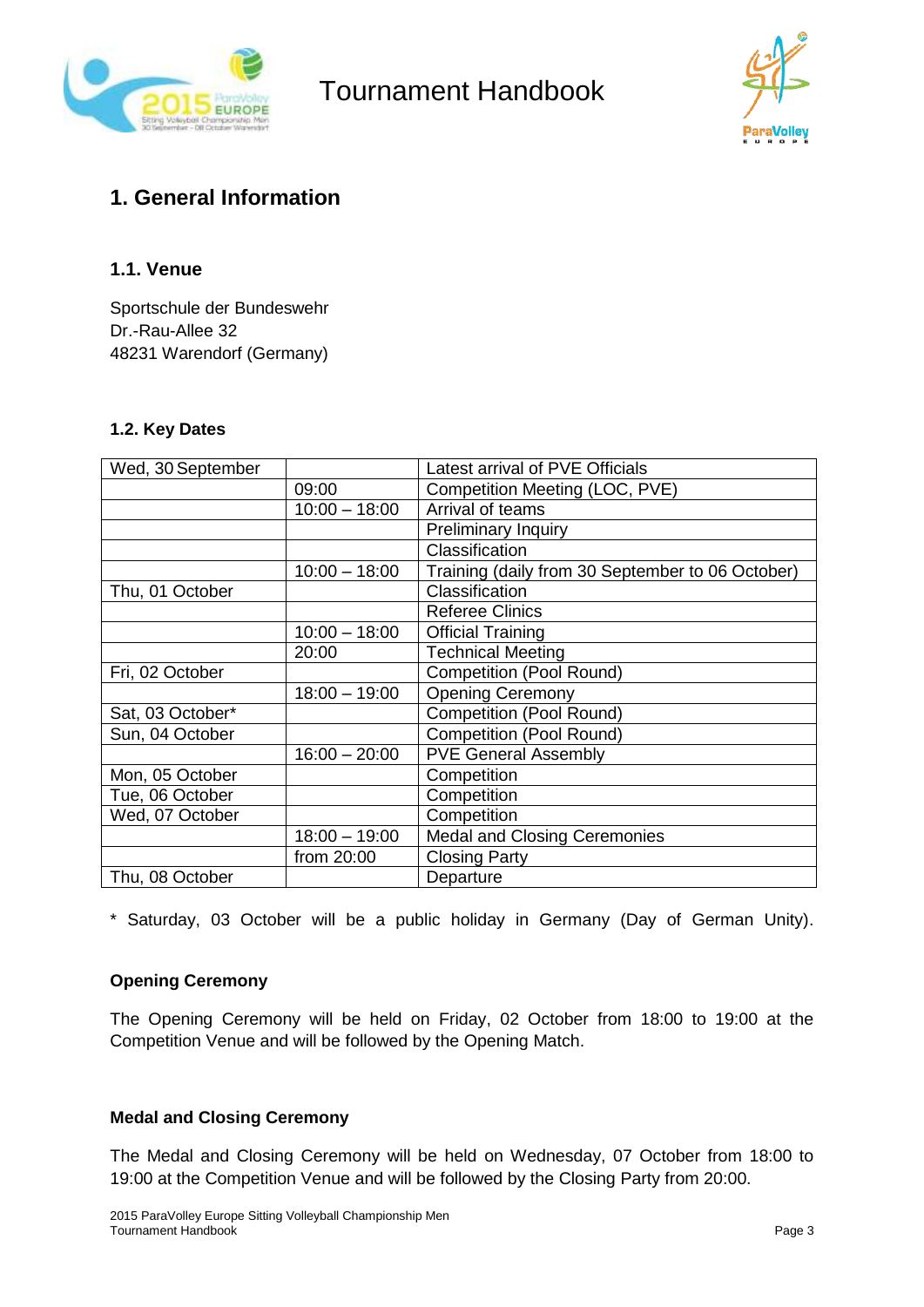# 1. General Information

## 1.1. Venue

Sportschule der Bundeswehr
Dr.-Rau-Allee 32
48231 Warendorf (Germany)

### 1.2. Key Dates

| Wed, 30 September | | Latest arrival of PVE Officials |
|---|---|---|
| | 09:00 | Competition Meeting (LOC, PVE) |
| | 10:00 – 18:00 | Arrival of teams |
| | | Preliminary Inquiry |
| | | Classification |
| | 10:00 – 18:00 | Training (daily from 30 September to 06 October) |
| Thu, 01 October | | Classification |
| | | Referee Clinics |
| | 10:00 – 18:00 | Official Training |
| | 20:00 | Technical Meeting |
| Fri, 02 October | | Competition (Pool Round) |
| | 18:00 – 19:00 | Opening Ceremony |
| Sat, 03 October* | | Competition (Pool Round) |
| Sun, 04 October | | Competition (Pool Round) |
| | 16:00 – 20:00 | PVE General Assembly |
| Mon, 05 October | | Competition |
| Tue, 06 October | | Competition |
| Wed, 07 October | | Competition |
| | 18:00 – 19:00 | Medal and Closing Ceremonies |
| | from 20:00 | Closing Party |
| Thu, 08 October | | Departure |

* Saturday, 03 October will be a public holiday in Germany (Day of German Unity).

**Opening Ceremony**

The Opening Ceremony will be held on Friday, 02 October from 18:00 to 19:00 at the Competition Venue and will be followed by the Opening Match.

**Medal and Closing Ceremony**

The Medal and Closing Ceremony will be held on Wednesday, 07 October from 18:00 to 19:00 at the Competition Venue and will be followed by the Closing Party from 20:00.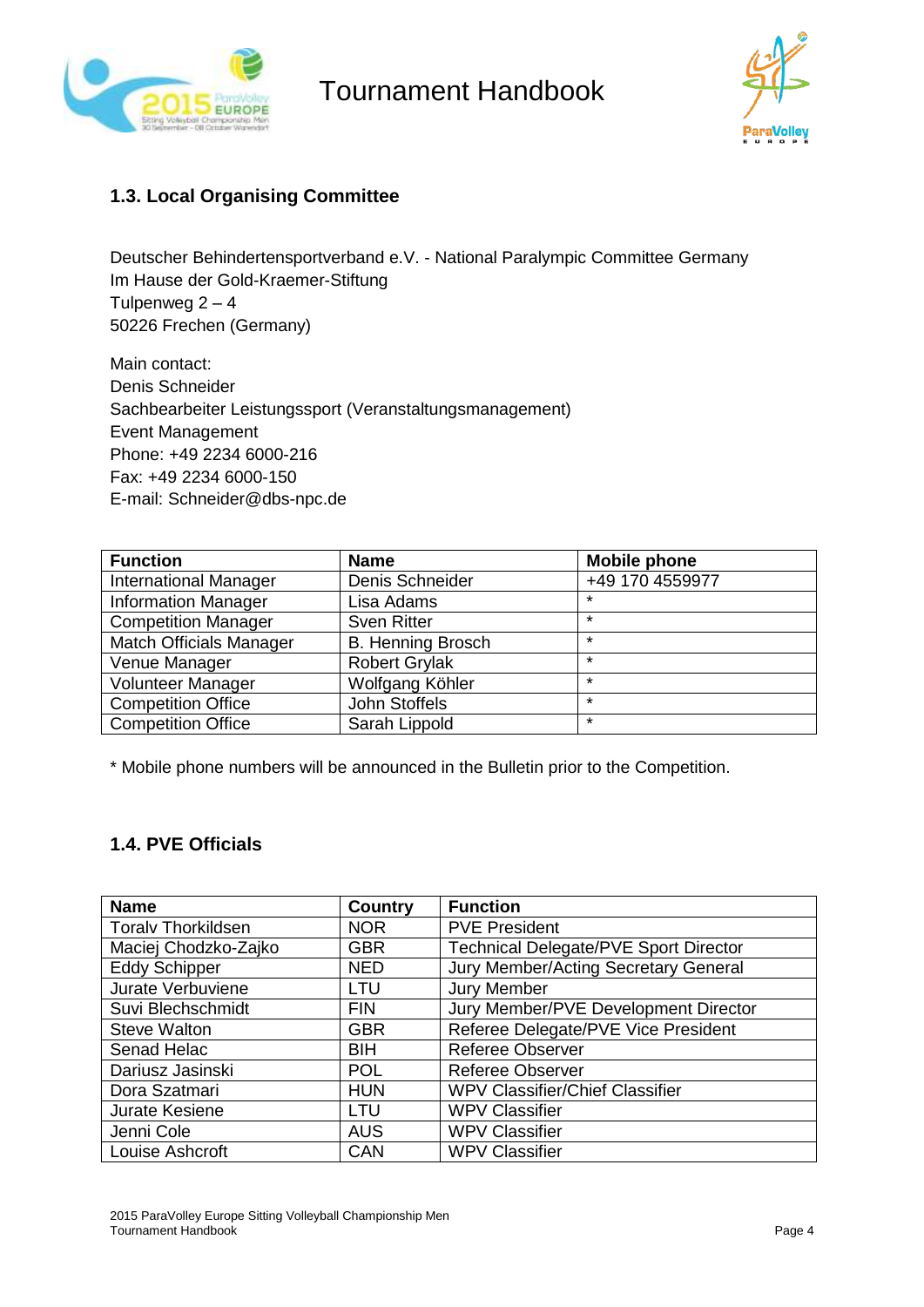## 1.3. Local Organising Committee

Deutscher Behindertensportverband e.V. - National Paralympic Committee Germany
Im Hause der Gold-Kraemer-Stiftung
Tulpenweg 2 – 4
50226 Frechen (Germany)

Main contact:
Denis Schneider
Sachbearbeiter Leistungssport (Veranstaltungsmanagement)
Event Management
Phone: +49 2234 6000-216
Fax: +49 2234 6000-150
E-mail: Schneider@dbs-npc.de

| Function | Name | Mobile phone |
|---|---|---|
| International Manager | Denis Schneider | +49 170 4559977 |
| Information Manager | Lisa Adams | * |
| Competition Manager | Sven Ritter | * |
| Match Officials Manager | B. Henning Brosch | * |
| Venue Manager | Robert Grylak | * |
| Volunteer Manager | Wolfgang Köhler | * |
| Competition Office | John Stoffels | * |
| Competition Office | Sarah Lippold | * |

* Mobile phone numbers will be announced in the Bulletin prior to the Competition.

## 1.4. PVE Officials

| Name | Country | Function |
|---|---|---|
| Toralv Thorkildsen | NOR | PVE President |
| Maciej Chodzko-Zajko | GBR | Technical Delegate/PVE Sport Director |
| Eddy Schipper | NED | Jury Member/Acting Secretary General |
| Jurate Verbuviene | LTU | Jury Member |
| Suvi Blechschmidt | FIN | Jury Member/PVE Development Director |
| Steve Walton | GBR | Referee Delegate/PVE Vice President |
| Senad Helac | BIH | Referee Observer |
| Dariusz Jasinski | POL | Referee Observer |
| Dora Szatmari | HUN | WPV Classifier/Chief Classifier |
| Jurate Kesiene | LTU | WPV Classifier |
| Jenni Cole | AUS | WPV Classifier |
| Louise Ashcroft | CAN | WPV Classifier |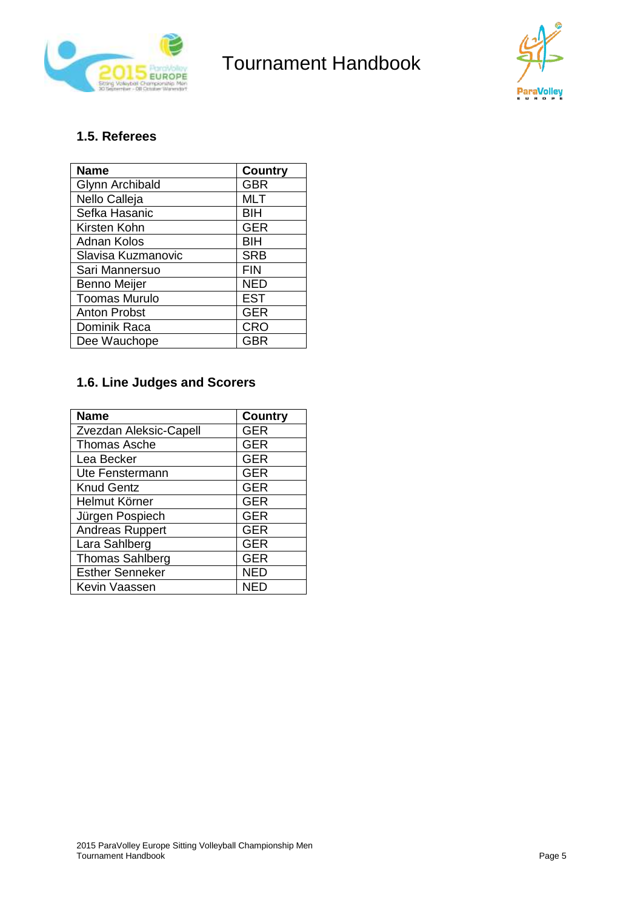## 1.5. Referees

| Name | Country |
| --- | --- |
| Glynn Archibald | GBR |
| Nello Calleja | MLT |
| Sefka Hasanic | BIH |
| Kirsten Kohn | GER |
| Adnan Kolos | BIH |
| Slavisa Kuzmanovic | SRB |
| Sari Mannersuo | FIN |
| Benno Meijer | NED |
| Toomas Murulo | EST |
| Anton Probst | GER |
| Dominik Raca | CRO |
| Dee Wauchope | GBR |

## 1.6. Line Judges and Scorers

| Name | Country |
| --- | --- |
| Zvezdan Aleksic-Capell | GER |
| Thomas Asche | GER |
| Lea Becker | GER |
| Ute Fenstermann | GER |
| Knud Gentz | GER |
| Helmut Körner | GER |
| Jürgen Pospiech | GER |
| Andreas Ruppert | GER |
| Lara Sahlberg | GER |
| Thomas Sahlberg | GER |
| Esther Senneker | NED |
| Kevin Vaassen | NED |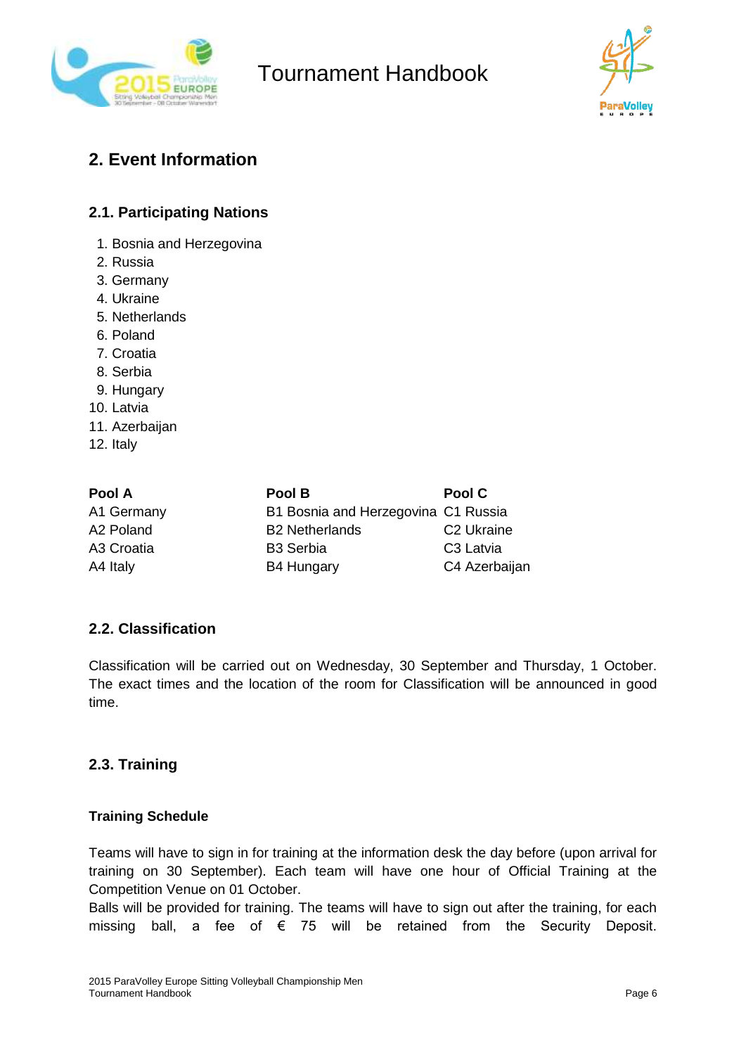# 2. Event Information

## 2.1. Participating Nations

1. Bosnia and Herzegovina
2. Russia
3. Germany
4. Ukraine
5. Netherlands
6. Poland
7. Croatia
8. Serbia
9. Hungary
10. Latvia
11. Azerbaijan
12. Italy

| Pool A | Pool B | Pool C |
|---|---|---|
| A1 Germany | B1 Bosnia and Herzegovina | C1 Russia |
| A2 Poland | B2 Netherlands | C2 Ukraine |
| A3 Croatia | B3 Serbia | C3 Latvia |
| A4 Italy | B4 Hungary | C4 Azerbaijan |

## 2.2. Classification

Classification will be carried out on Wednesday, 30 September and Thursday, 1 October. The exact times and the location of the room for Classification will be announced in good time.

## 2.3. Training

### Training Schedule

Teams will have to sign in for training at the information desk the day before (upon arrival for training on 30 September). Each team will have one hour of Official Training at the Competition Venue on 01 October.
Balls will be provided for training. The teams will have to sign out after the training, for each missing ball, a fee of € 75 will be retained from the Security Deposit.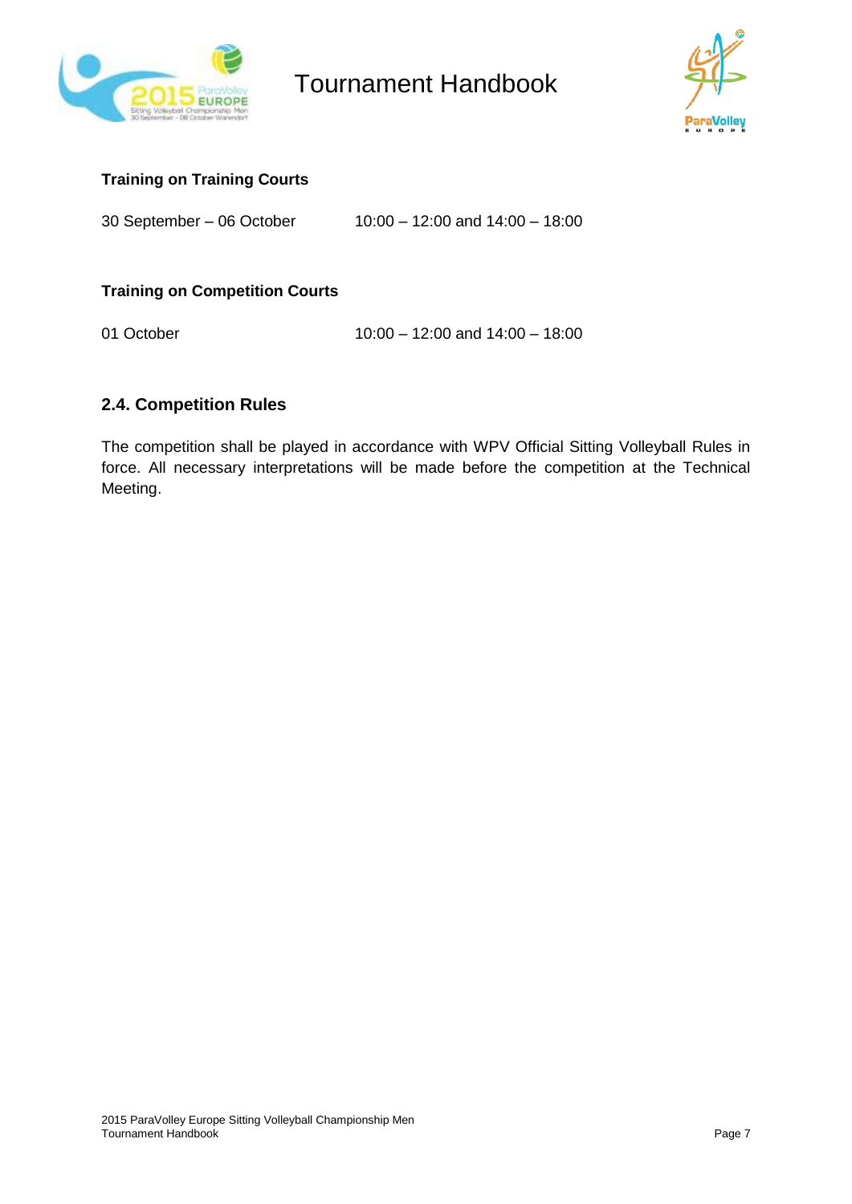**Training on Training Courts**

30 September – 06 October 10:00 – 12:00 and 14:00 – 18:00

**Training on Competition Courts**

01 October 10:00 – 12:00 and 14:00 – 18:00

### 2.4. Competition Rules

The competition shall be played in accordance with WPV Official Sitting Volleyball Rules in force. All necessary interpretations will be made before the competition at the Technical Meeting.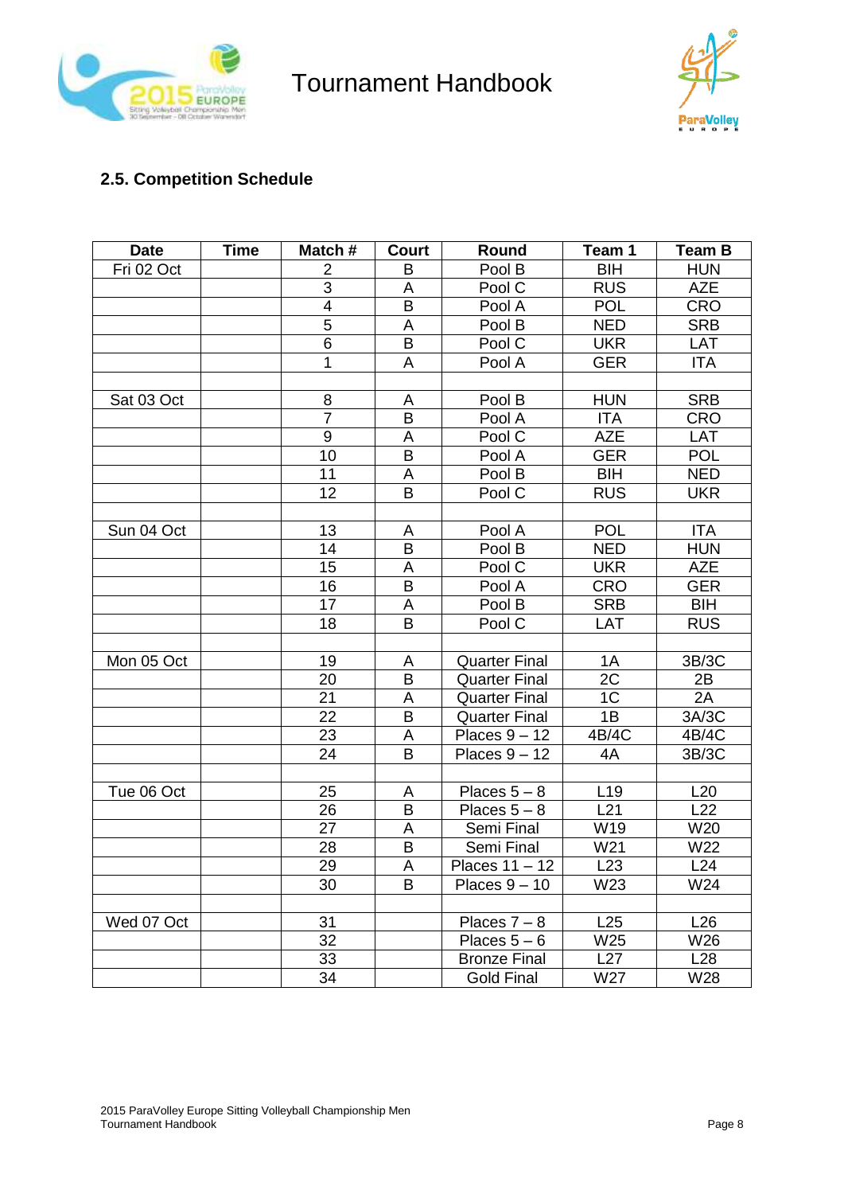## 2.5. Competition Schedule

| Date | Time | Match # | Court | Round | Team 1 | Team B |
|---|---|---|---|---|---|---|
| Fri 02 Oct | | 2 | B | Pool B | BIH | HUN |
| | | 3 | A | Pool C | RUS | AZE |
| | | 4 | B | Pool A | POL | CRO |
| | | 5 | A | Pool B | NED | SRB |
| | | 6 | B | Pool C | UKR | LAT |
| | | 1 | A | Pool A | GER | ITA |
| | | | | | | |
| Sat 03 Oct | | 8 | A | Pool B | HUN | SRB |
| | | 7 | B | Pool A | ITA | CRO |
| | | 9 | A | Pool C | AZE | LAT |
| | | 10 | B | Pool A | GER | POL |
| | | 11 | A | Pool B | BIH | NED |
| | | 12 | B | Pool C | RUS | UKR |
| | | | | | | |
| Sun 04 Oct | | 13 | A | Pool A | POL | ITA |
| | | 14 | B | Pool B | NED | HUN |
| | | 15 | A | Pool C | UKR | AZE |
| | | 16 | B | Pool A | CRO | GER |
| | | 17 | A | Pool B | SRB | BIH |
| | | 18 | B | Pool C | LAT | RUS |
| | | | | | | |
| Mon 05 Oct | | 19 | A | Quarter Final | 1A | 3B/3C |
| | | 20 | B | Quarter Final | 2C | 2B |
| | | 21 | A | Quarter Final | 1C | 2A |
| | | 22 | B | Quarter Final | 1B | 3A/3C |
| | | 23 | A | Places 9 – 12 | 4B/4C | 4B/4C |
| | | 24 | B | Places 9 – 12 | 4A | 3B/3C |
| | | | | | | |
| Tue 06 Oct | | 25 | A | Places 5 – 8 | L19 | L20 |
| | | 26 | B | Places 5 – 8 | L21 | L22 |
| | | 27 | A | Semi Final | W19 | W20 |
| | | 28 | B | Semi Final | W21 | W22 |
| | | 29 | A | Places 11 – 12 | L23 | L24 |
| | | 30 | B | Places 9 – 10 | W23 | W24 |
| | | | | | | |
| Wed 07 Oct | | 31 | | Places 7 – 8 | L25 | L26 |
| | | 32 | | Places 5 – 6 | W25 | W26 |
| | | 33 | | Bronze Final | L27 | L28 |
| | | 34 | | Gold Final | W27 | W28 |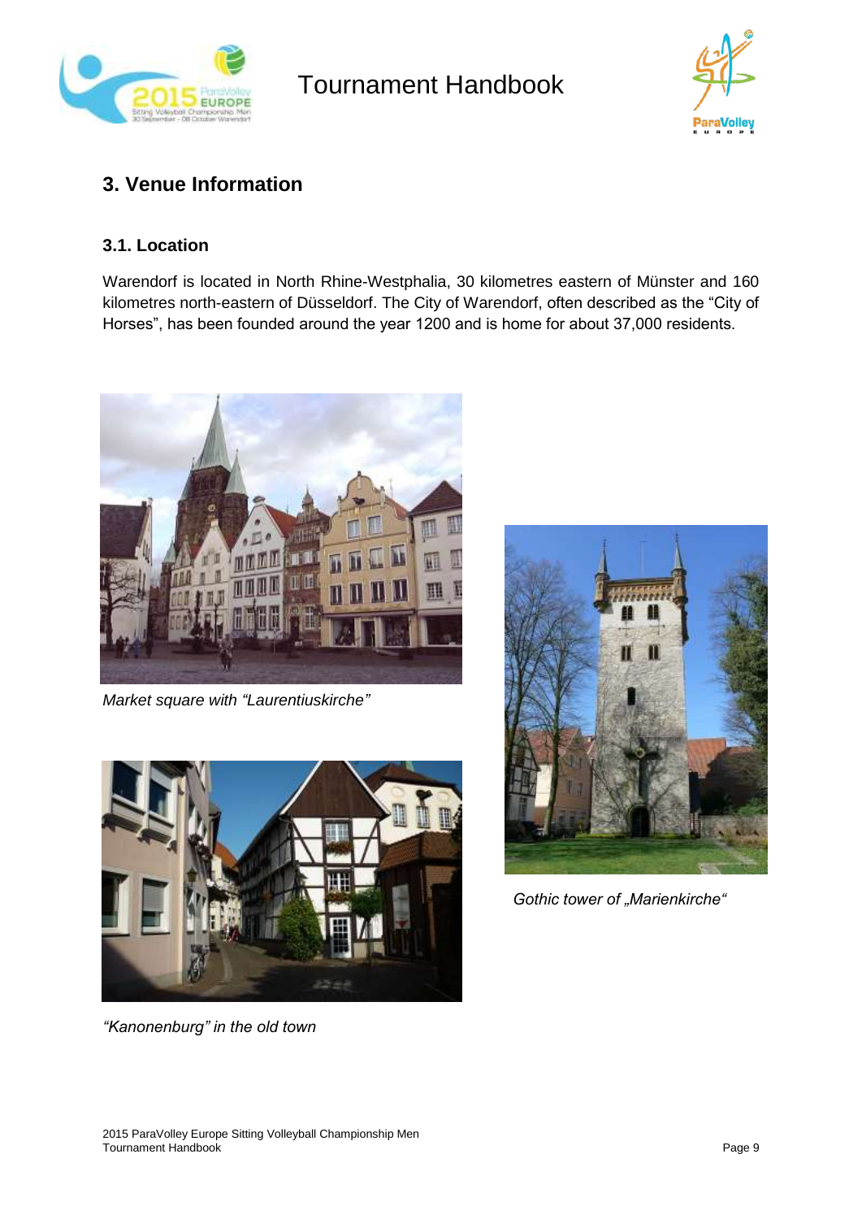## 3. Venue Information

### 3.1. Location

Warendorf is located in North Rhine-Westphalia, 30 kilometres eastern of Münster and 160 kilometres north-eastern of Düsseldorf. The City of Warendorf, often described as the “City of Horses”, has been founded around the year 1200 and is home for about 37,000 residents.

*Market square with “Laurentiuskirche”*

*Gothic tower of „Marienkirche“*

*“Kanonenburg” in the old town*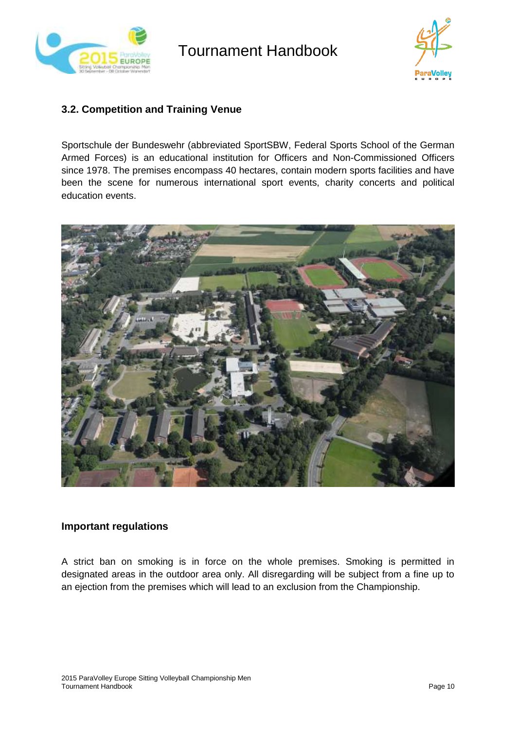### 3.2. Competition and Training Venue

Sportschule der Bundeswehr (abbreviated SportSBW, Federal Sports School of the German Armed Forces) is an educational institution for Officers and Non-Commissioned Officers since 1978. The premises encompass 40 hectares, contain modern sports facilities and have been the scene for numerous international sport events, charity concerts and political education events.

#### Important regulations

A strict ban on smoking is in force on the whole premises. Smoking is permitted in designated areas in the outdoor area only. All disregarding will be subject from a fine up to an ejection from the premises which will lead to an exclusion from the Championship.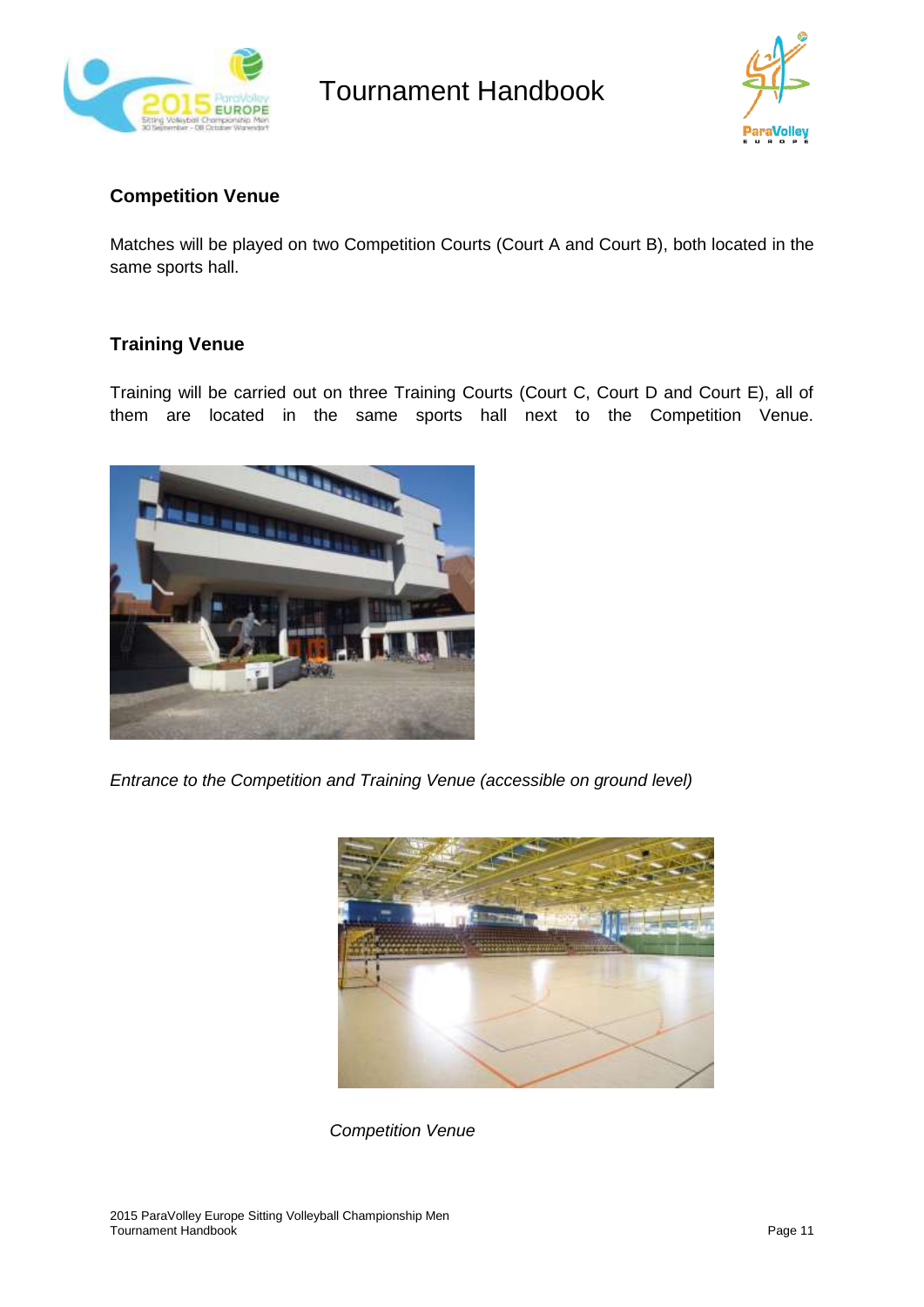## Competition Venue

Matches will be played on two Competition Courts (Court A and Court B), both located in the same sports hall.

## Training Venue

Training will be carried out on three Training Courts (Court C, Court D and Court E), all of them are located in the same sports hall next to the Competition Venue.

*Entrance to the Competition and Training Venue (accessible on ground level)*

*Competition Venue*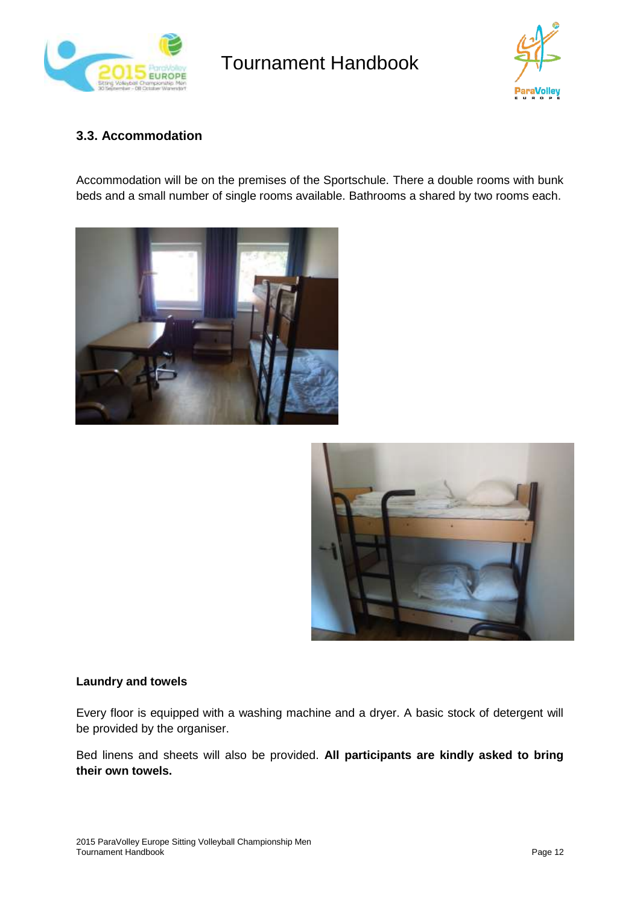### 3.3. Accommodation

Accommodation will be on the premises of the Sportschule. There a double rooms with bunk beds and a small number of single rooms available. Bathrooms a shared by two rooms each.

**Laundry and towels**

Every floor is equipped with a washing machine and a dryer. A basic stock of detergent will be provided by the organiser.

Bed linens and sheets will also be provided. **All participants are kindly asked to bring their own towels.**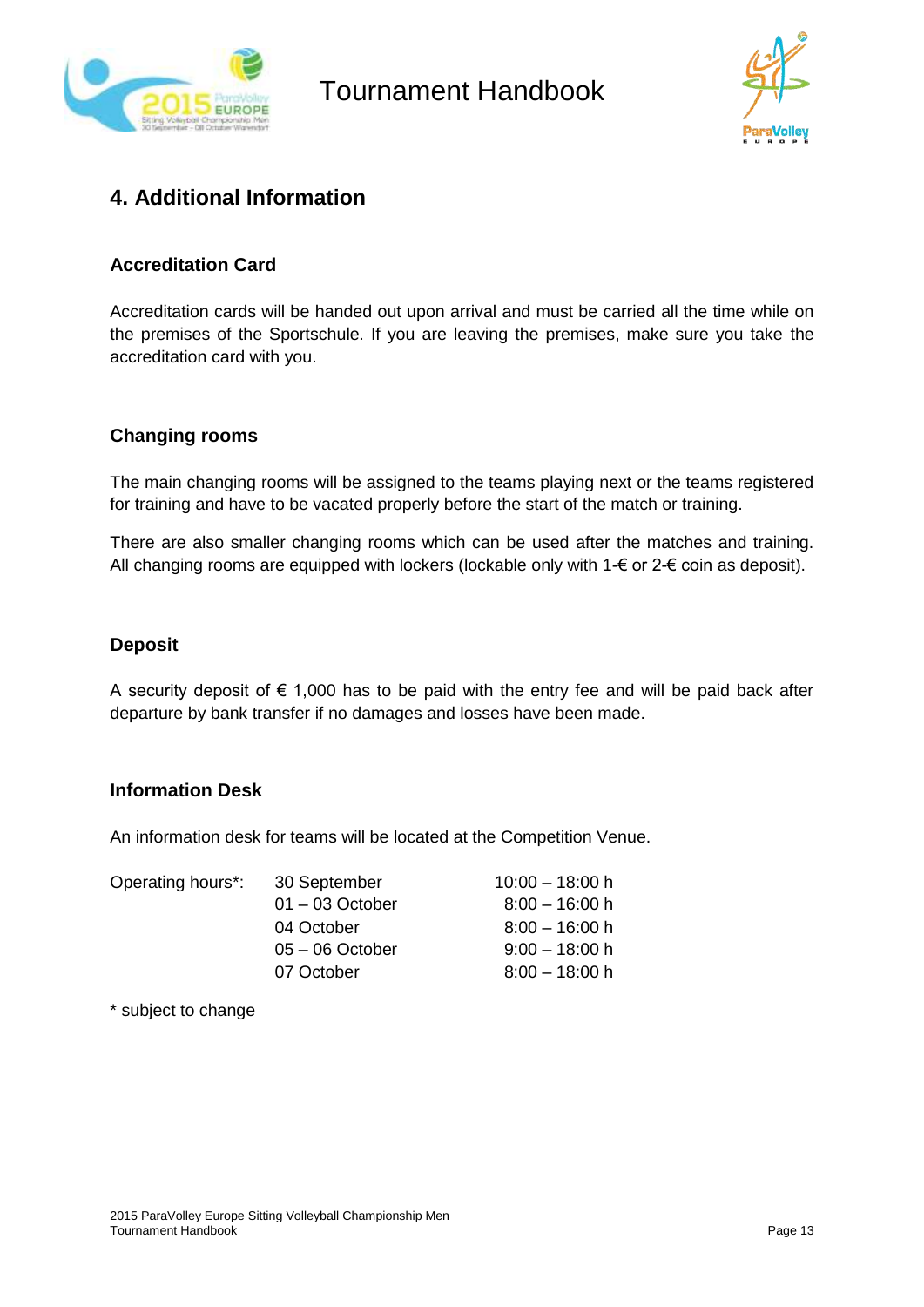## 4. Additional Information

### Accreditation Card

Accreditation cards will be handed out upon arrival and must be carried all the time while on the premises of the Sportschule. If you are leaving the premises, make sure you take the accreditation card with you.

### Changing rooms

The main changing rooms will be assigned to the teams playing next or the teams registered for training and have to be vacated properly before the start of the match or training.

There are also smaller changing rooms which can be used after the matches and training. All changing rooms are equipped with lockers (lockable only with 1-€ or 2-€ coin as deposit).

### Deposit

A security deposit of € 1,000 has to be paid with the entry fee and will be paid back after departure by bank transfer if no damages and losses have been made.

### Information Desk

An information desk for teams will be located at the Competition Venue.

| Operating hours*: | 30 September | 10:00 – 18:00 h |
|---|---|---|
| | 01 – 03 October | 8:00 – 16:00 h |
| | 04 October | 8:00 – 16:00 h |
| | 05 – 06 October | 9:00 – 18:00 h |
| | 07 October | 8:00 – 18:00 h |

* subject to change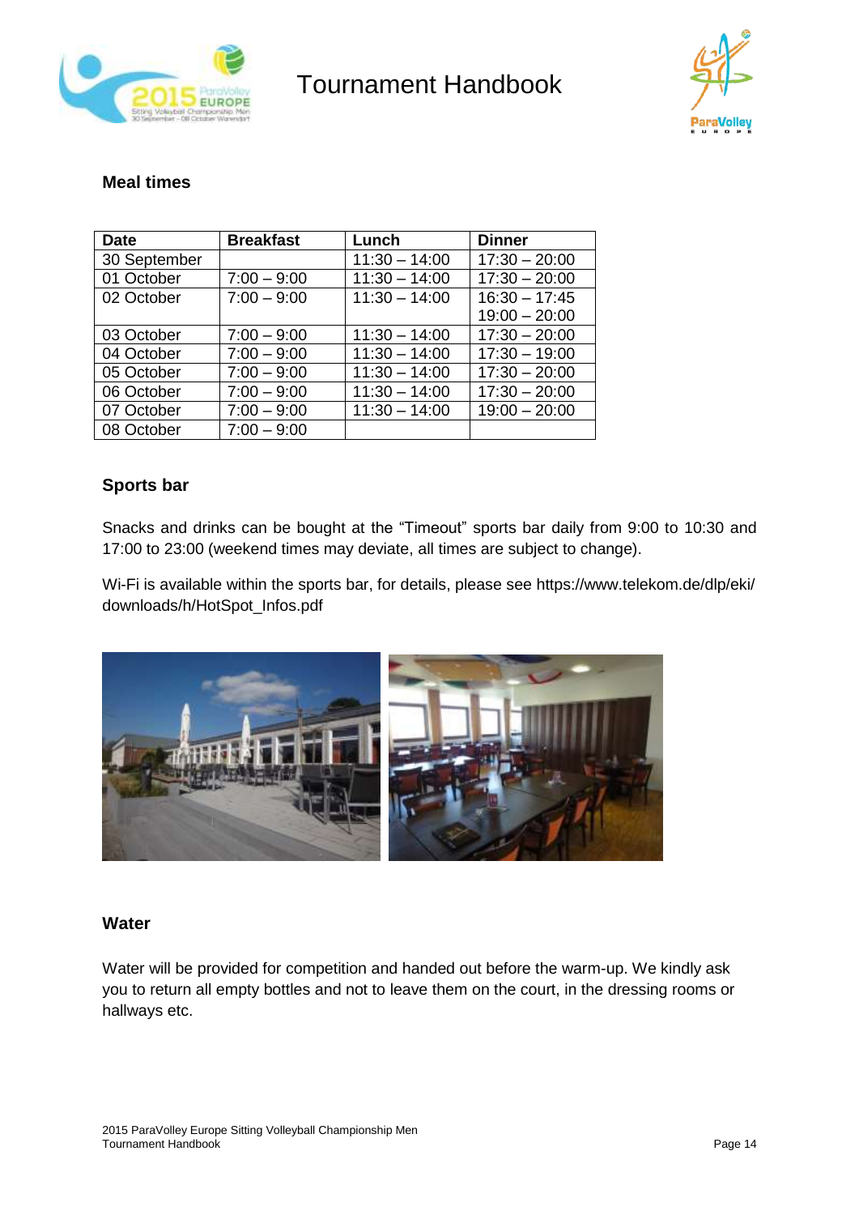## Meal times

| Date | Breakfast | Lunch | Dinner |
|---|---|---|---|
| 30 September | | 11:30 – 14:00 | 17:30 – 20:00 |
| 01 October | 7:00 – 9:00 | 11:30 – 14:00 | 17:30 – 20:00 |
| 02 October | 7:00 – 9:00 | 11:30 – 14:00 | 16:30 – 17:45<br>19:00 – 20:00 |
| 03 October | 7:00 – 9:00 | 11:30 – 14:00 | 17:30 – 20:00 |
| 04 October | 7:00 – 9:00 | 11:30 – 14:00 | 17:30 – 19:00 |
| 05 October | 7:00 – 9:00 | 11:30 – 14:00 | 17:30 – 20:00 |
| 06 October | 7:00 – 9:00 | 11:30 – 14:00 | 17:30 – 20:00 |
| 07 October | 7:00 – 9:00 | 11:30 – 14:00 | 19:00 – 20:00 |
| 08 October | 7:00 – 9:00 | | |

## Sports bar

Snacks and drinks can be bought at the "Timeout" sports bar daily from 9:00 to 10:30 and 17:00 to 23:00 (weekend times may deviate, all times are subject to change).

Wi-Fi is available within the sports bar, for details, please see https://www.telekom.de/dlp/eki/downloads/h/HotSpot_Infos.pdf

## Water

Water will be provided for competition and handed out before the warm-up. We kindly ask you to return all empty bottles and not to leave them on the court, in the dressing rooms or hallways etc.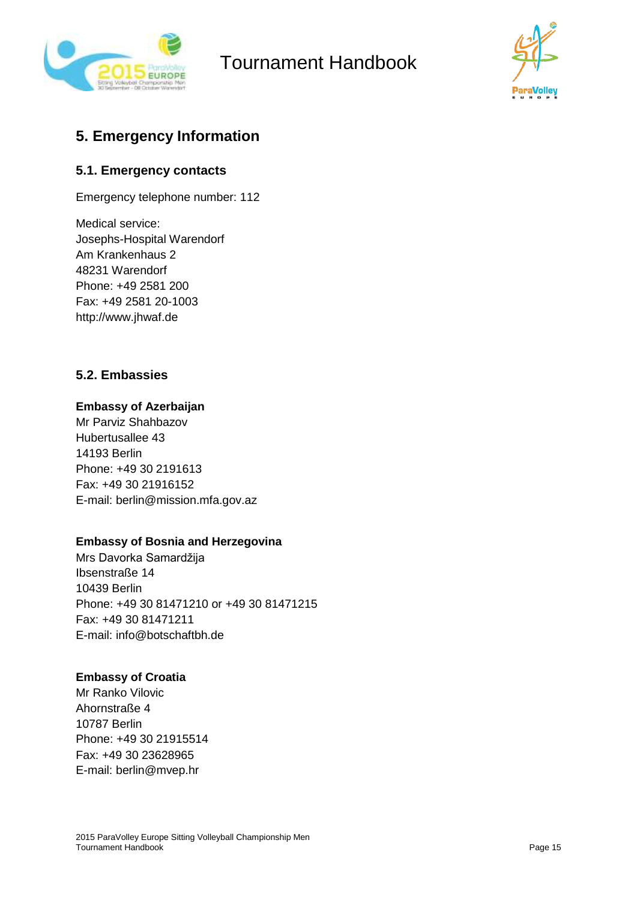## 5. Emergency Information

### 5.1. Emergency contacts

Emergency telephone number: 112

Medical service:
Josephs-Hospital Warendorf
Am Krankenhaus 2
48231 Warendorf
Phone: +49 2581 200
Fax: +49 2581 20-1003
http://www.jhwaf.de

### 5.2. Embassies

**Embassy of Azerbaijan**
Mr Parviz Shahbazov
Hubertusallee 43
14193 Berlin
Phone: +49 30 2191613
Fax: +49 30 21916152
E-mail: berlin@mission.mfa.gov.az

**Embassy of Bosnia and Herzegovina**
Mrs Davorka Samardžija
Ibsenstraße 14
10439 Berlin
Phone: +49 30 81471210 or +49 30 81471215
Fax: +49 30 81471211
E-mail: info@botschaftbh.de

**Embassy of Croatia**
Mr Ranko Vilovic
Ahornstraße 4
10787 Berlin
Phone: +49 30 21915514
Fax: +49 30 23628965
E-mail: berlin@mvep.hr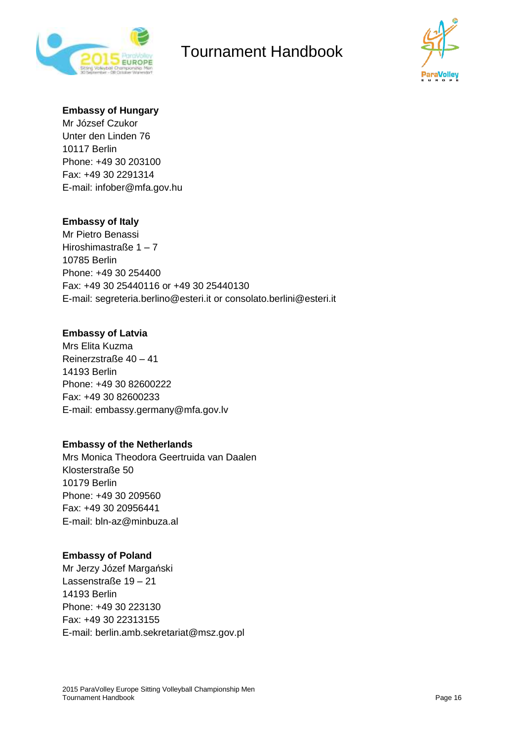**Embassy of Hungary**
Mr József Czukor
Unter den Linden 76
10117 Berlin
Phone: +49 30 203100
Fax: +49 30 2291314
E-mail: infober@mfa.gov.hu

**Embassy of Italy**
Mr Pietro Benassi
Hiroshimastraße 1 – 7
10785 Berlin
Phone: +49 30 254400
Fax: +49 30 25440116 or +49 30 25440130
E-mail: segreteria.berlino@esteri.it or consolato.berlini@esteri.it

**Embassy of Latvia**
Mrs Elita Kuzma
Reinerzstraße 40 – 41
14193 Berlin
Phone: +49 30 82600222
Fax: +49 30 82600233
E-mail: embassy.germany@mfa.gov.lv

**Embassy of the Netherlands**
Mrs Monica Theodora Geertruida van Daalen
Klosterstraße 50
10179 Berlin
Phone: +49 30 209560
Fax: +49 30 20956441
E-mail: bln-az@minbuza.al

**Embassy of Poland**
Mr Jerzy Józef Margański
Lassenstraße 19 – 21
14193 Berlin
Phone: +49 30 223130
Fax: +49 30 22313155
E-mail: berlin.amb.sekretariat@msz.gov.pl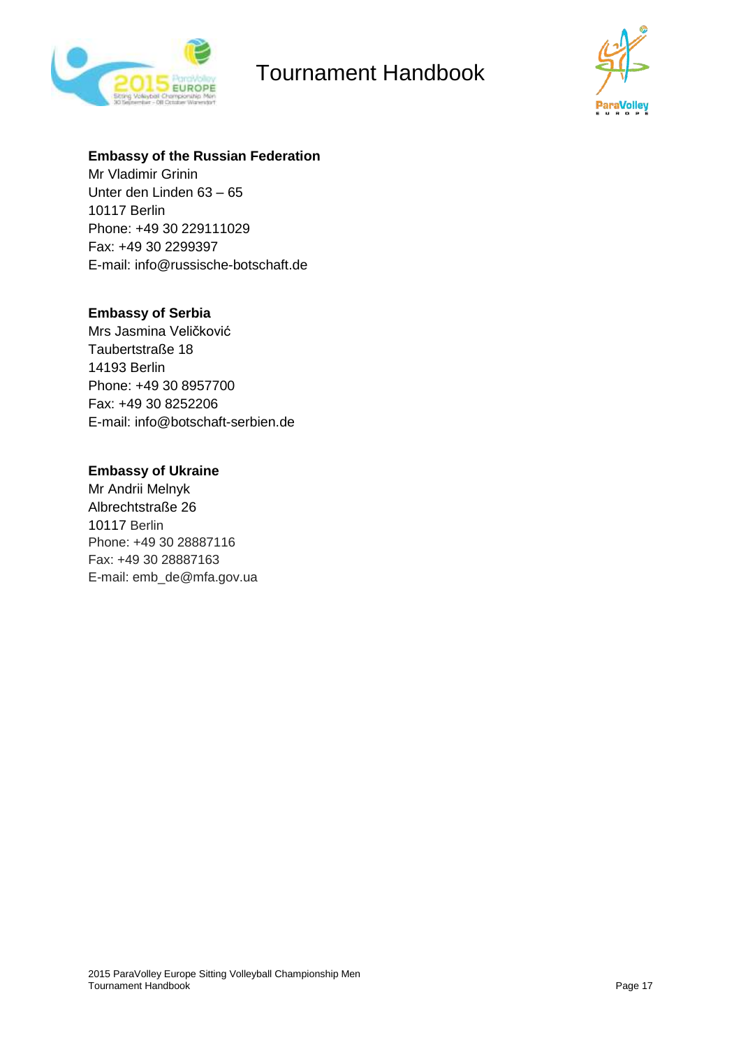**Embassy of the Russian Federation**
Mr Vladimir Grinin
Unter den Linden 63 – 65
10117 Berlin
Phone: +49 30 229111029
Fax: +49 30 2299397
E-mail: info@russische-botschaft.de

**Embassy of Serbia**
Mrs Jasmina Veličković
Taubertstraße 18
14193 Berlin
Phone: +49 30 8957700
Fax: +49 30 8252206
E-mail: info@botschaft-serbien.de

**Embassy of Ukraine**
Mr Andrii Melnyk
Albrechtstraße 26
10117 Berlin
Phone: +49 30 28887116
Fax: +49 30 28887163
E-mail: emb_de@mfa.gov.ua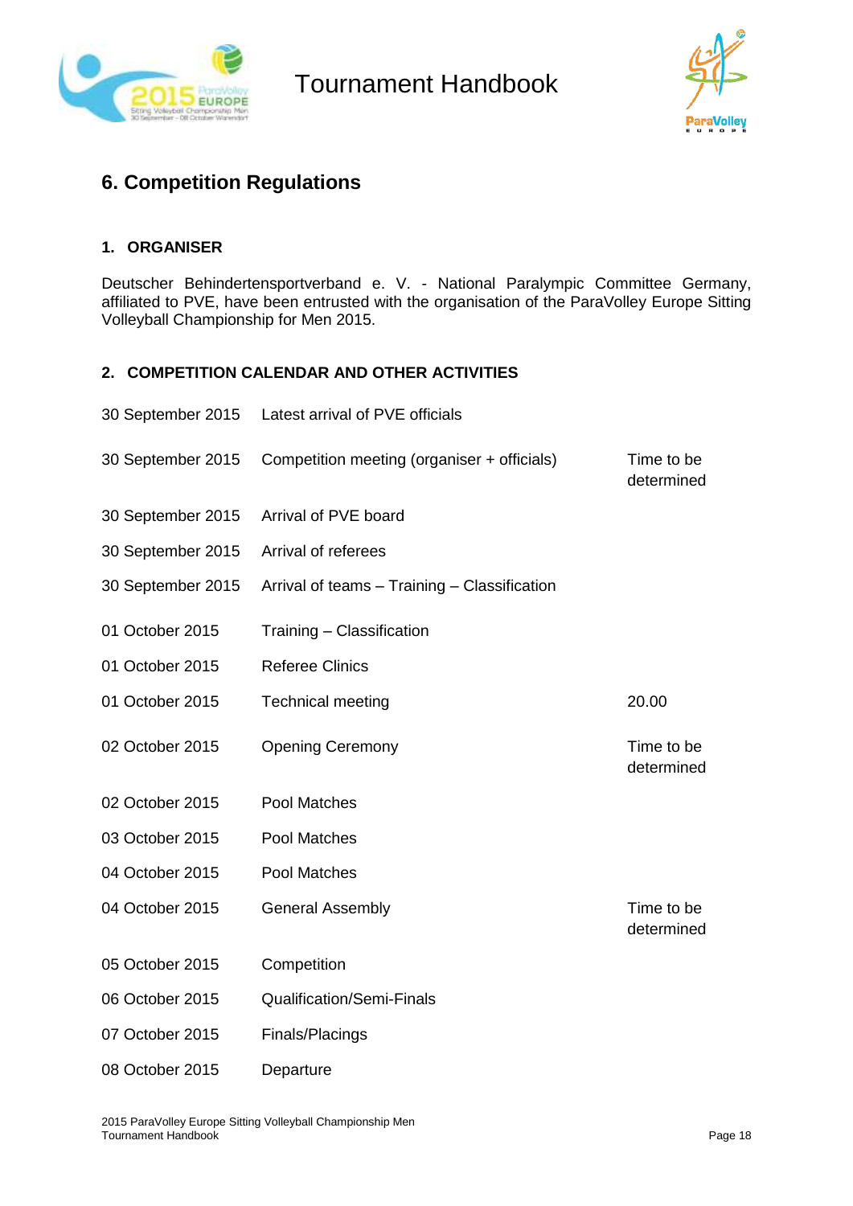## 6. Competition Regulations

### 1. ORGANISER

Deutscher Behindertensportverband e. V. - National Paralympic Committee Germany, affiliated to PVE, have been entrusted with the organisation of the ParaVolley Europe Sitting Volleyball Championship for Men 2015.

### 2. COMPETITION CALENDAR AND OTHER ACTIVITIES

| | | |
|---|---|---|
| 30 September 2015 | Latest arrival of PVE officials | |
| 30 September 2015 | Competition meeting (organiser + officials) | Time to be determined |
| 30 September 2015 | Arrival of PVE board | |
| 30 September 2015 | Arrival of referees | |
| 30 September 2015 | Arrival of teams – Training – Classification | |
| 01 October 2015 | Training – Classification | |
| 01 October 2015 | Referee Clinics | |
| 01 October 2015 | Technical meeting | 20.00 |
| 02 October 2015 | Opening Ceremony | Time to be determined |
| 02 October 2015 | Pool Matches | |
| 03 October 2015 | Pool Matches | |
| 04 October 2015 | Pool Matches | |
| 04 October 2015 | General Assembly | Time to be determined |
| 05 October 2015 | Competition | |
| 06 October 2015 | Qualification/Semi-Finals | |
| 07 October 2015 | Finals/Placings | |
| 08 October 2015 | Departure | |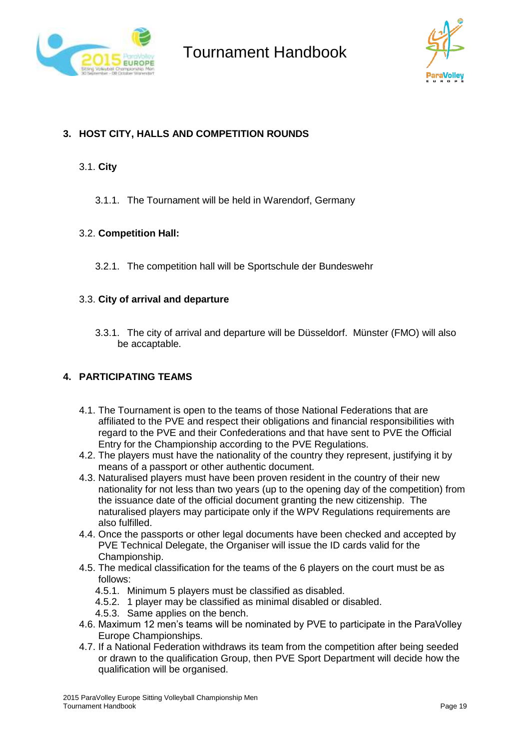## 3. HOST CITY, HALLS AND COMPETITION ROUNDS

### 3.1. City

3.1.1. The Tournament will be held in Warendorf, Germany

### 3.2. Competition Hall:

3.2.1. The competition hall will be Sportschule der Bundeswehr

### 3.3. City of arrival and departure

3.3.1. The city of arrival and departure will be Düsseldorf. Münster (FMO) will also be accaptable.

## 4. PARTICIPATING TEAMS

4.1. The Tournament is open to the teams of those National Federations that are affiliated to the PVE and respect their obligations and financial responsibilities with regard to the PVE and their Confederations and that have sent to PVE the Official Entry for the Championship according to the PVE Regulations.

4.2. The players must have the nationality of the country they represent, justifying it by means of a passport or other authentic document.

4.3. Naturalised players must have been proven resident in the country of their new nationality for not less than two years (up to the opening day of the competition) from the issuance date of the official document granting the new citizenship. The naturalised players may participate only if the WPV Regulations requirements are also fulfilled.

4.4. Once the passports or other legal documents have been checked and accepted by PVE Technical Delegate, the Organiser will issue the ID cards valid for the Championship.

4.5. The medical classification for the teams of the 6 players on the court must be as follows:

- 4.5.1. Minimum 5 players must be classified as disabled.
- 4.5.2. 1 player may be classified as minimal disabled or disabled.
- 4.5.3. Same applies on the bench.

4.6. Maximum 12 men's teams will be nominated by PVE to participate in the ParaVolley Europe Championships.

4.7. If a National Federation withdraws its team from the competition after being seeded or drawn to the qualification Group, then PVE Sport Department will decide how the qualification will be organised.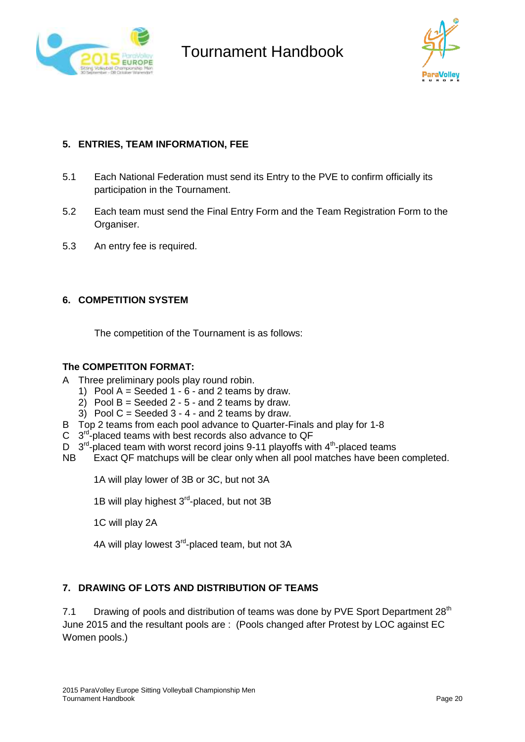## 5. ENTRIES, TEAM INFORMATION, FEE

5.1 Each National Federation must send its Entry to the PVE to confirm officially its participation in the Tournament.

5.2 Each team must send the Final Entry Form and the Team Registration Form to the Organiser.

5.3 An entry fee is required.

## 6. COMPETITION SYSTEM

The competition of the Tournament is as follows:

**The COMPETITON FORMAT:**

A Three preliminary pools play round robin.
1) Pool A = Seeded 1 - 6 - and 2 teams by draw.
2) Pool B = Seeded 2 - 5 - and 2 teams by draw.
3) Pool C = Seeded 3 - 4 - and 2 teams by draw.

B Top 2 teams from each pool advance to Quarter-Finals and play for 1-8

C 3rd-placed teams with best records also advance to QF

D 3rd-placed team with worst record joins 9-11 playoffs with 4th-placed teams

NB Exact QF matchups will be clear only when all pool matches have been completed.

1A will play lower of 3B or 3C, but not 3A

1B will play highest 3rd-placed, but not 3B

1C will play 2A

4A will play lowest 3rd-placed team, but not 3A

## 7. DRAWING OF LOTS AND DISTRIBUTION OF TEAMS

7.1 Drawing of pools and distribution of teams was done by PVE Sport Department 28th June 2015 and the resultant pools are : (Pools changed after Protest by LOC against EC Women pools.)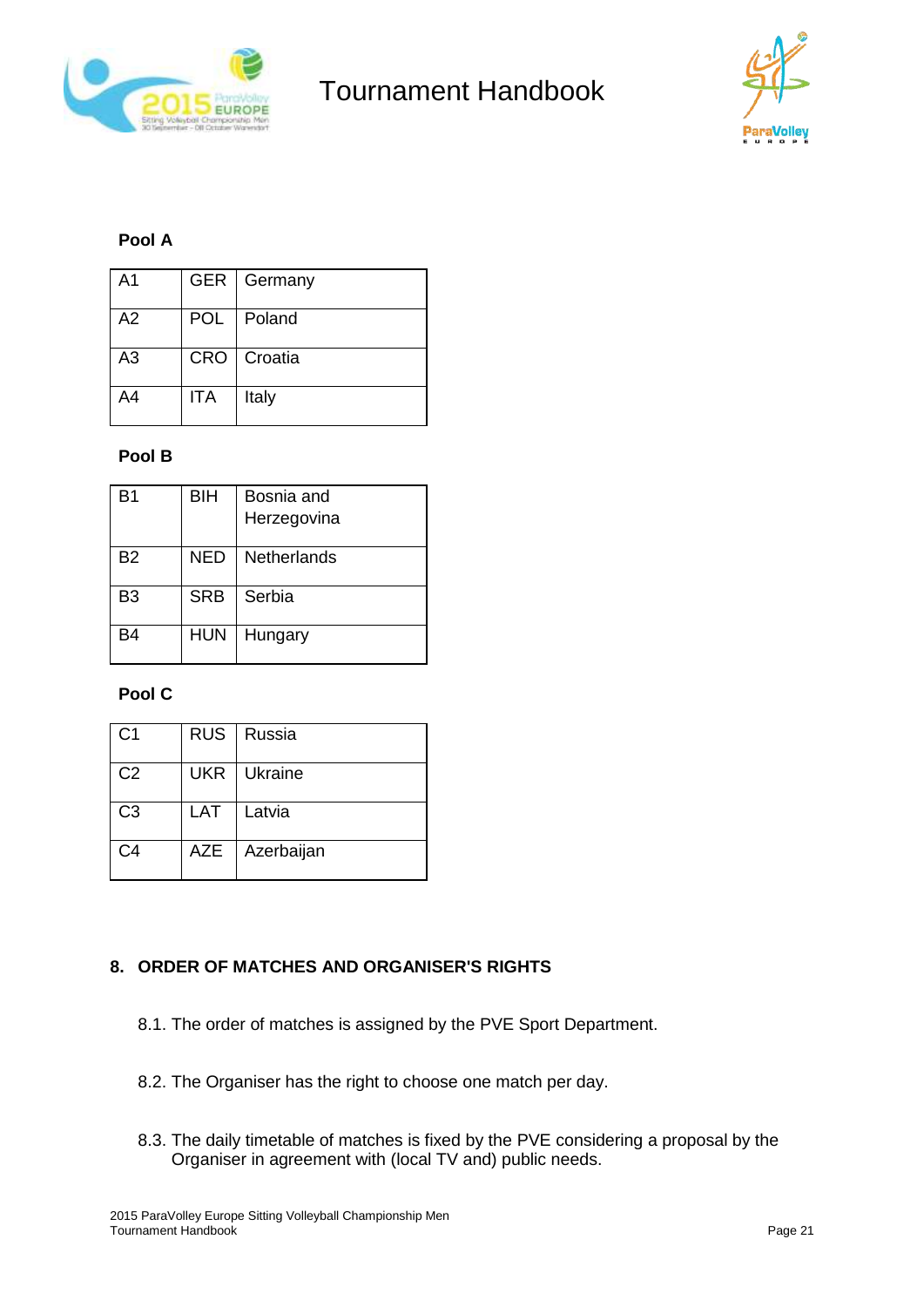**Pool A**

| | | |
|---|---|---|
| A1 | GER | Germany |
| A2 | POL | Poland |
| A3 | CRO | Croatia |
| A4 | ITA | Italy |

**Pool B**

| | | |
|---|---|---|
| B1 | BIH | Bosnia and Herzegovina |
| B2 | NED | Netherlands |
| B3 | SRB | Serbia |
| B4 | HUN | Hungary |

**Pool C**

| | | |
|---|---|---|
| C1 | RUS | Russia |
| C2 | UKR | Ukraine |
| C3 | LAT | Latvia |
| C4 | AZE | Azerbaijan |

## 8. ORDER OF MATCHES AND ORGANISER'S RIGHTS

8.1. The order of matches is assigned by the PVE Sport Department.

8.2. The Organiser has the right to choose one match per day.

8.3. The daily timetable of matches is fixed by the PVE considering a proposal by the Organiser in agreement with (local TV and) public needs.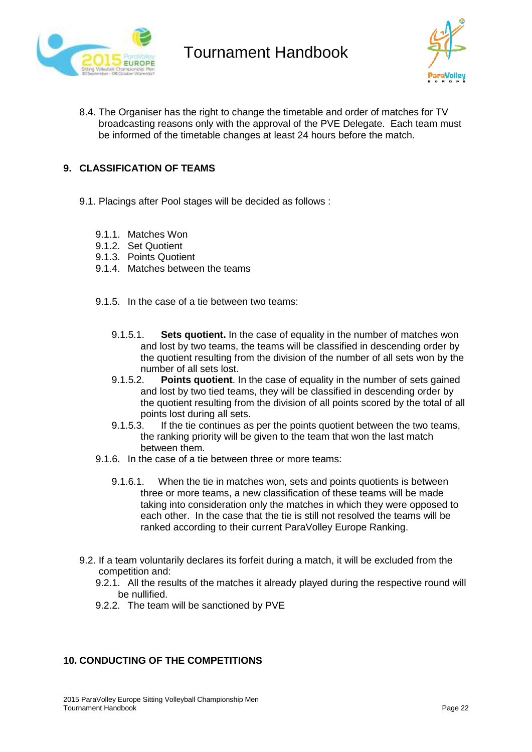8.4. The Organiser has the right to change the timetable and order of matches for TV broadcasting reasons only with the approval of the PVE Delegate. Each team must be informed of the timetable changes at least 24 hours before the match.

## 9. CLASSIFICATION OF TEAMS

9.1. Placings after Pool stages will be decided as follows :

- 9.1.1. Matches Won
- 9.1.2. Set Quotient
- 9.1.3. Points Quotient
- 9.1.4. Matches between the teams

9.1.5. In the case of a tie between two teams:

- 9.1.5.1. **Sets quotient.** In the case of equality in the number of matches won and lost by two teams, the teams will be classified in descending order by the quotient resulting from the division of the number of all sets won by the number of all sets lost.
- 9.1.5.2. **Points quotient**. In the case of equality in the number of sets gained and lost by two tied teams, they will be classified in descending order by the quotient resulting from the division of all points scored by the total of all points lost during all sets.
- 9.1.5.3. If the tie continues as per the points quotient between the two teams, the ranking priority will be given to the team that won the last match between them.

9.1.6. In the case of a tie between three or more teams:

- 9.1.6.1. When the tie in matches won, sets and points quotients is between three or more teams, a new classification of these teams will be made taking into consideration only the matches in which they were opposed to each other. In the case that the tie is still not resolved the teams will be ranked according to their current ParaVolley Europe Ranking.

9.2. If a team voluntarily declares its forfeit during a match, it will be excluded from the competition and:

- 9.2.1. All the results of the matches it already played during the respective round will be nullified.
- 9.2.2. The team will be sanctioned by PVE

## 10. CONDUCTING OF THE COMPETITIONS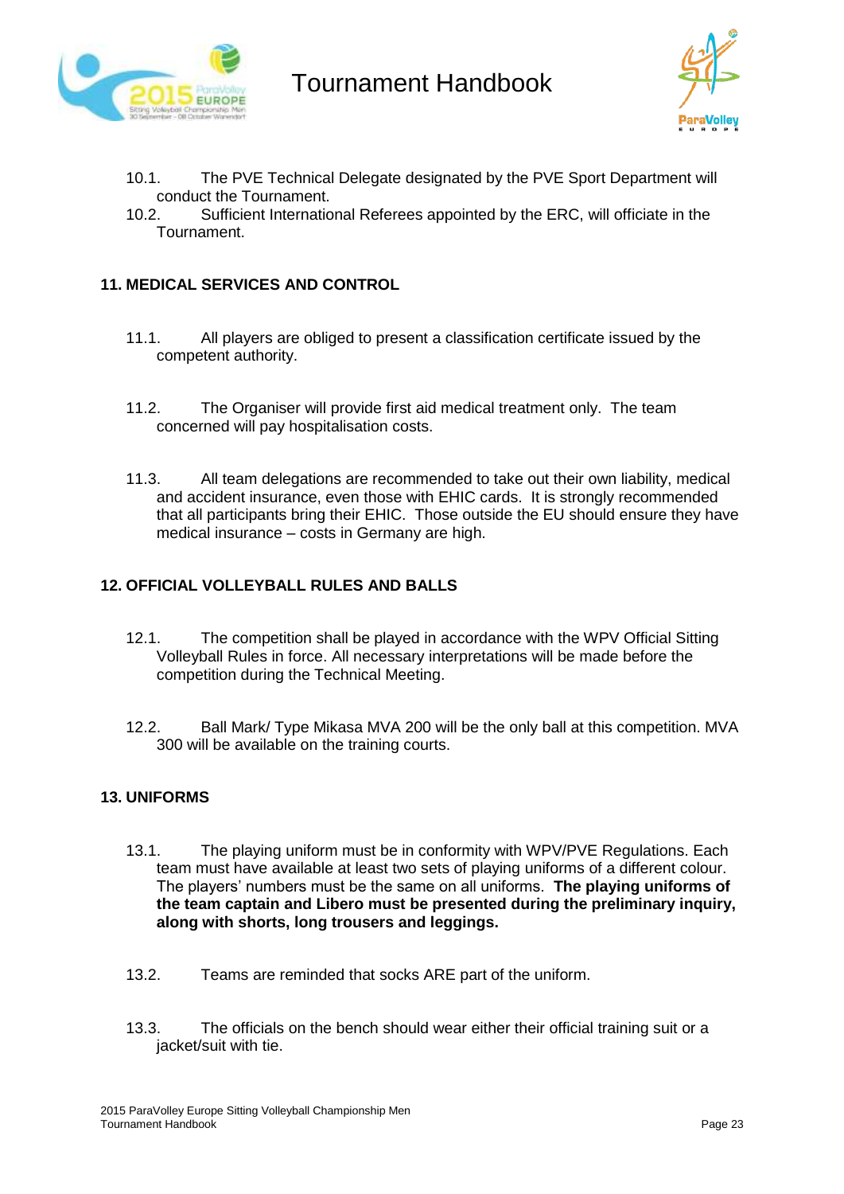10.1. The PVE Technical Delegate designated by the PVE Sport Department will conduct the Tournament.

10.2. Sufficient International Referees appointed by the ERC, will officiate in the Tournament.

## 11. MEDICAL SERVICES AND CONTROL

11.1. All players are obliged to present a classification certificate issued by the competent authority.

11.2. The Organiser will provide first aid medical treatment only. The team concerned will pay hospitalisation costs.

11.3. All team delegations are recommended to take out their own liability, medical and accident insurance, even those with EHIC cards. It is strongly recommended that all participants bring their EHIC. Those outside the EU should ensure they have medical insurance – costs in Germany are high.

## 12. OFFICIAL VOLLEYBALL RULES AND BALLS

12.1. The competition shall be played in accordance with the WPV Official Sitting Volleyball Rules in force. All necessary interpretations will be made before the competition during the Technical Meeting.

12.2. Ball Mark/ Type Mikasa MVA 200 will be the only ball at this competition. MVA 300 will be available on the training courts.

## 13. UNIFORMS

13.1. The playing uniform must be in conformity with WPV/PVE Regulations. Each team must have available at least two sets of playing uniforms of a different colour. The players' numbers must be the same on all uniforms. **The playing uniforms of the team captain and Libero must be presented during the preliminary inquiry, along with shorts, long trousers and leggings.**

13.2. Teams are reminded that socks ARE part of the uniform.

13.3. The officials on the bench should wear either their official training suit or a jacket/suit with tie.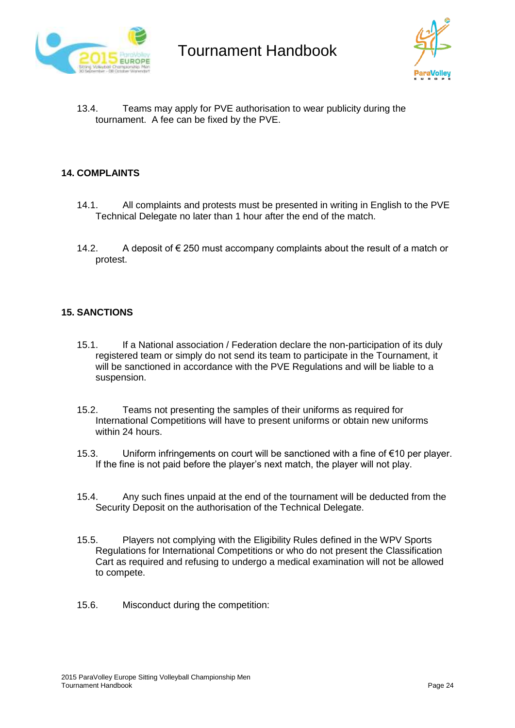13.4. Teams may apply for PVE authorisation to wear publicity during the tournament. A fee can be fixed by the PVE.

## 14. COMPLAINTS

14.1. All complaints and protests must be presented in writing in English to the PVE Technical Delegate no later than 1 hour after the end of the match.

14.2. A deposit of € 250 must accompany complaints about the result of a match or protest.

## 15. SANCTIONS

15.1. If a National association / Federation declare the non-participation of its duly registered team or simply do not send its team to participate in the Tournament, it will be sanctioned in accordance with the PVE Regulations and will be liable to a suspension.

15.2. Teams not presenting the samples of their uniforms as required for International Competitions will have to present uniforms or obtain new uniforms within 24 hours.

15.3. Uniform infringements on court will be sanctioned with a fine of €10 per player. If the fine is not paid before the player's next match, the player will not play.

15.4. Any such fines unpaid at the end of the tournament will be deducted from the Security Deposit on the authorisation of the Technical Delegate.

15.5. Players not complying with the Eligibility Rules defined in the WPV Sports Regulations for International Competitions or who do not present the Classification Cart as required and refusing to undergo a medical examination will not be allowed to compete.

15.6. Misconduct during the competition: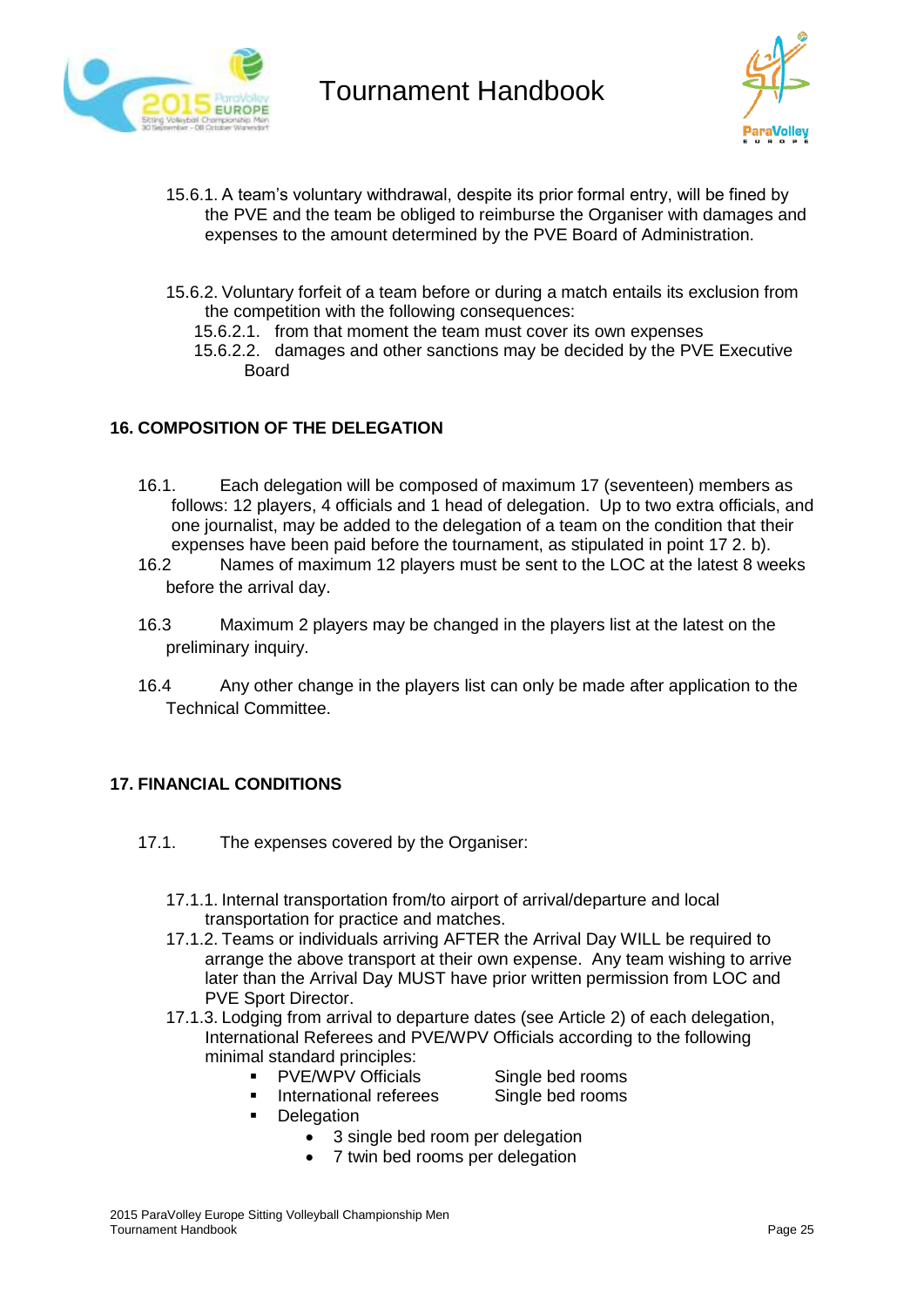15.6.1. A team's voluntary withdrawal, despite its prior formal entry, will be fined by the PVE and the team be obliged to reimburse the Organiser with damages and expenses to the amount determined by the PVE Board of Administration.

15.6.2. Voluntary forfeit of a team before or during a match entails its exclusion from the competition with the following consequences:

15.6.2.1. from that moment the team must cover its own expenses

15.6.2.2. damages and other sanctions may be decided by the PVE Executive Board

## 16. COMPOSITION OF THE DELEGATION

16.1. Each delegation will be composed of maximum 17 (seventeen) members as follows: 12 players, 4 officials and 1 head of delegation. Up to two extra officials, and one journalist, may be added to the delegation of a team on the condition that their expenses have been paid before the tournament, as stipulated in point 17 2. b).

16.2 Names of maximum 12 players must be sent to the LOC at the latest 8 weeks before the arrival day.

16.3 Maximum 2 players may be changed in the players list at the latest on the preliminary inquiry.

16.4 Any other change in the players list can only be made after application to the Technical Committee.

## 17. FINANCIAL CONDITIONS

17.1. The expenses covered by the Organiser:

17.1.1. Internal transportation from/to airport of arrival/departure and local transportation for practice and matches.

17.1.2. Teams or individuals arriving AFTER the Arrival Day WILL be required to arrange the above transport at their own expense. Any team wishing to arrive later than the Arrival Day MUST have prior written permission from LOC and PVE Sport Director.

17.1.3. Lodging from arrival to departure dates (see Article 2) of each delegation, International Referees and PVE/WPV Officials according to the following minimal standard principles:

- PVE/WPV Officials — Single bed rooms
- International referees — Single bed rooms
- Delegation
  - 3 single bed room per delegation
  - 7 twin bed rooms per delegation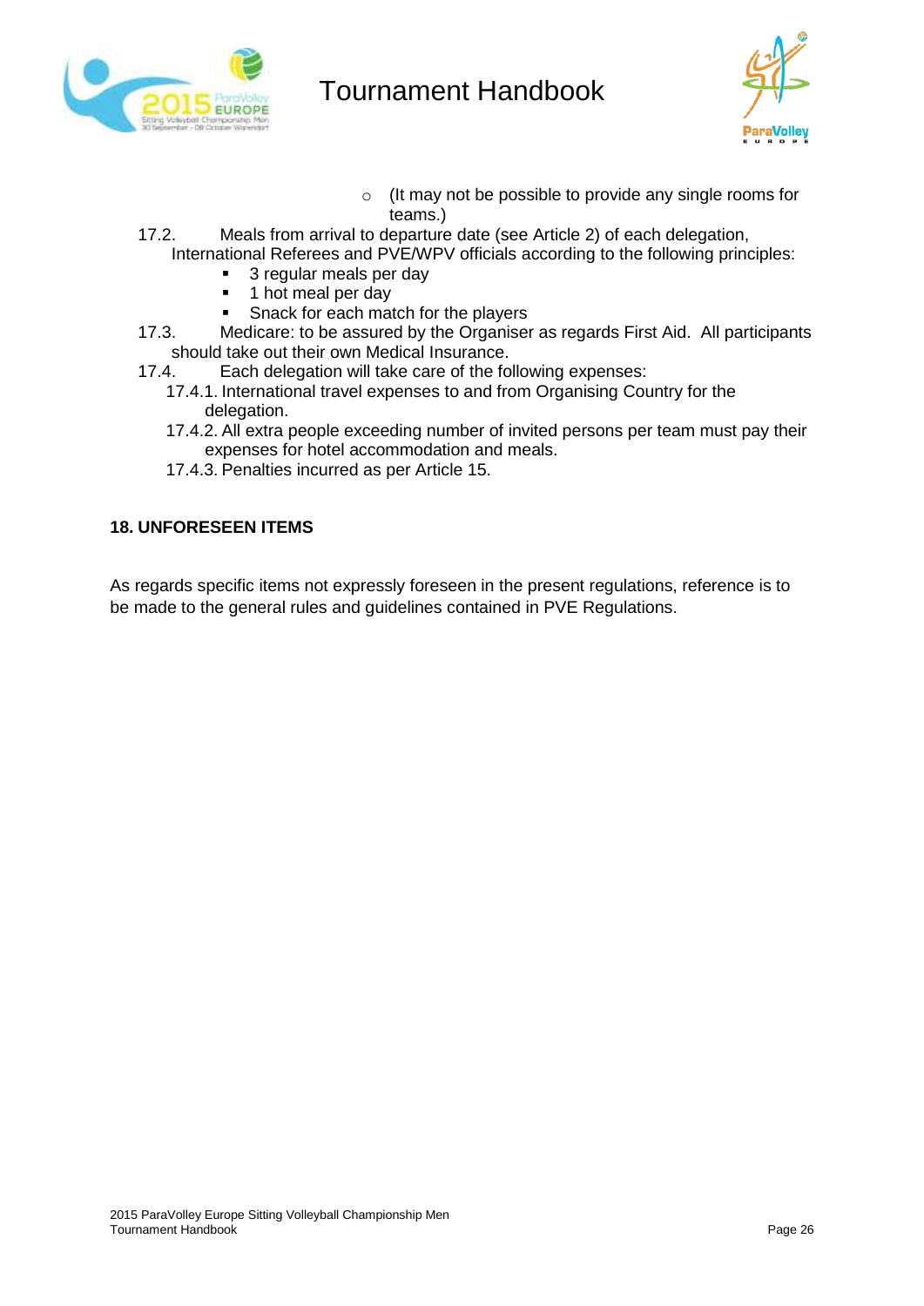- (It may not be possible to provide any single rooms for teams.)

17.2. Meals from arrival to departure date (see Article 2) of each delegation, International Referees and PVE/WPV officials according to the following principles:

- 3 regular meals per day
- 1 hot meal per day
- Snack for each match for the players

17.3. Medicare: to be assured by the Organiser as regards First Aid. All participants should take out their own Medical Insurance.

17.4. Each delegation will take care of the following expenses:

17.4.1. International travel expenses to and from Organising Country for the delegation.

17.4.2. All extra people exceeding number of invited persons per team must pay their expenses for hotel accommodation and meals.

17.4.3. Penalties incurred as per Article 15.

## 18. UNFORESEEN ITEMS

As regards specific items not expressly foreseen in the present regulations, reference is to be made to the general rules and guidelines contained in PVE Regulations.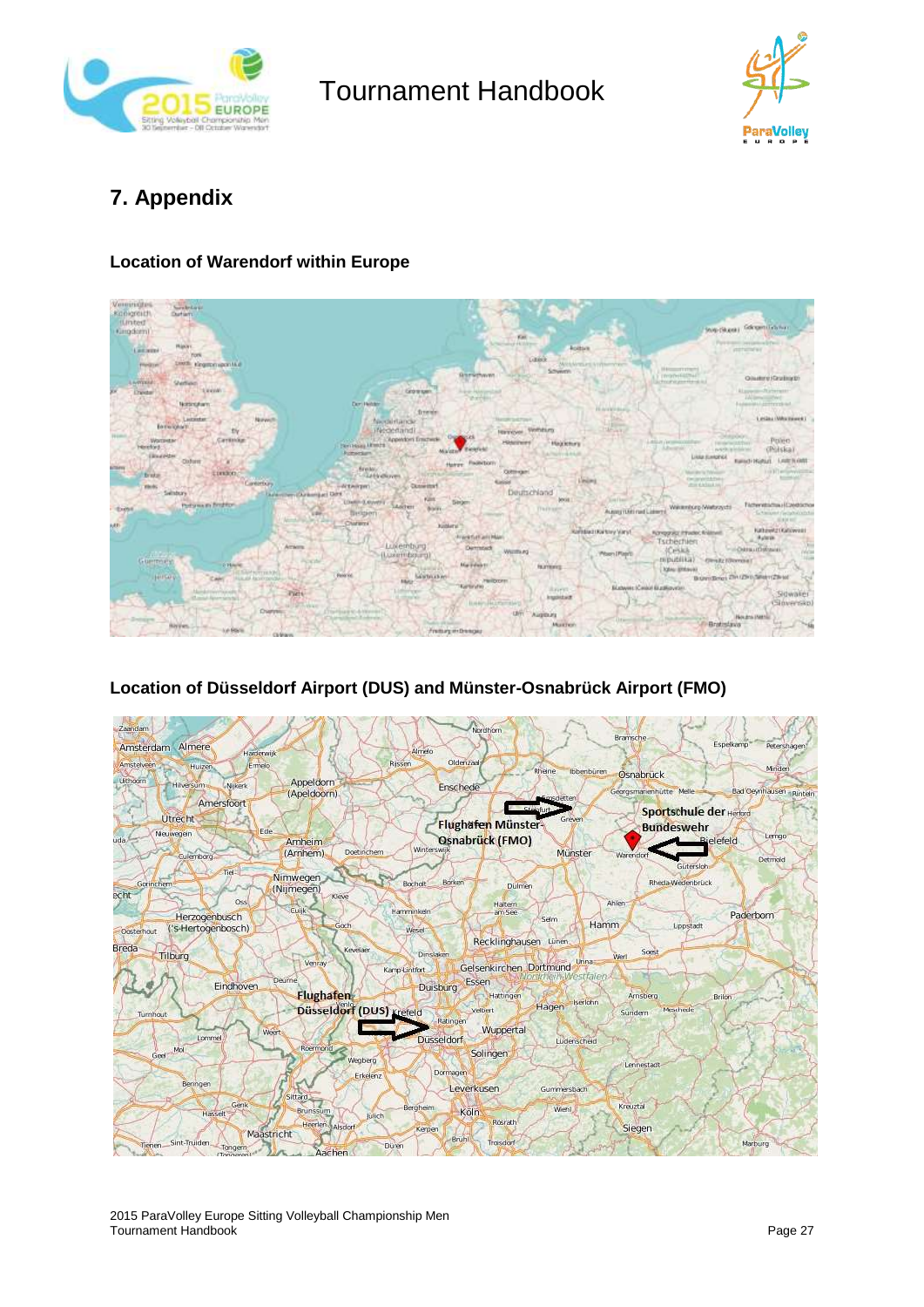## 7. Appendix

### Location of Warendorf within Europe

### Location of Düsseldorf Airport (DUS) and Münster-Osnabrück Airport (FMO)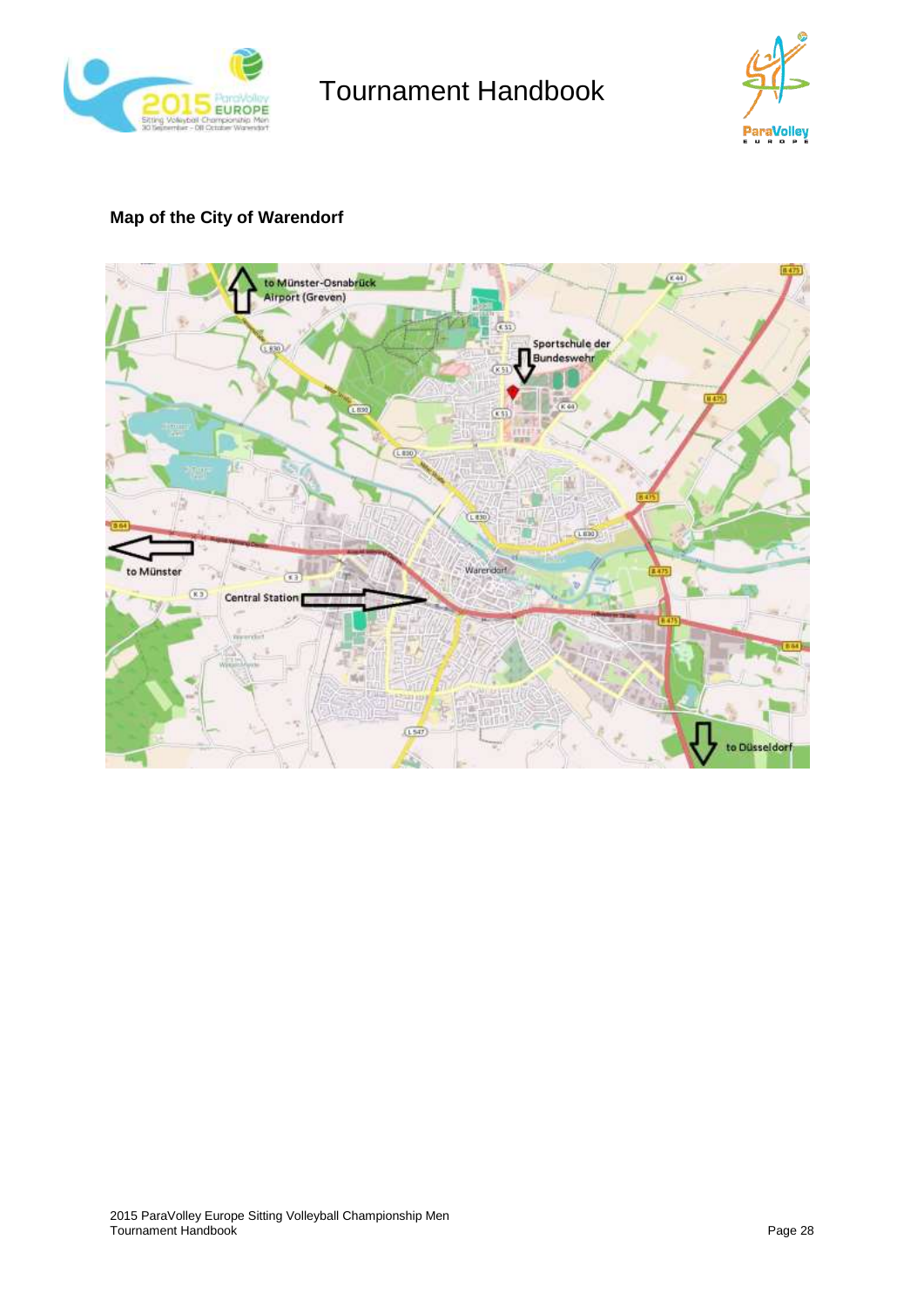## Map of the City of Warendorf

to Münster-Osnabrück Airport (Greven)

Sportschule der Bundeswehr

to Münster

Central Station

Warendorf

to Düsseldorf